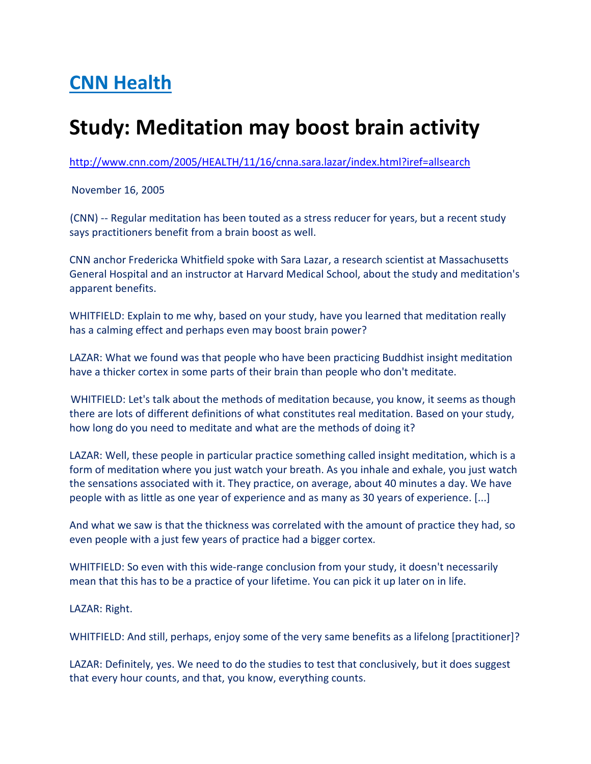# [CNN Health](http://www.cnn.com/2005/HEALTH/11/16/cnna.sara.lazar/index.html?iref=allsearch)

# Study: Meditation may boost brain activity

http://www.cnn.com/2005/HEALTH/11/16/cnna.sara.lazar/index.html?iref=allsearch

November 16, 2005

(CNN) -- Regular meditation has been touted as a stress reducer for years, but a recent study says practitioners benefit from a brain boost as well.

CNN anchor Fredericka Whitfield spoke with Sara Lazar, a research scientist at Massachusetts General Hospital and an instructor at Harvard Medical School, about the study and meditation's apparent benefits.

WHITFIELD: Explain to me why, based on your study, have you learned that meditation really has a calming effect and perhaps even may boost brain power?

LAZAR: What we found was that people who have been practicing Buddhist insight meditation have a thicker cortex in some parts of their brain than people who don't meditate.

WHITFIELD: Let's talk about the methods of meditation because, you know, it seems as though there are lots of different definitions of what constitutes real meditation. Based on your study, how long do you need to meditate and what are the methods of doing it?

LAZAR: Well, these people in particular practice something called insight meditation, which is a form of meditation where you just watch your breath. As you inhale and exhale, you just watch the sensations associated with it. They practice, on average, about 40 minutes a day. We have people with as little as one year of experience and as many as 30 years of experience. [...]

And what we saw is that the thickness was correlated with the amount of practice they had, so even people with a just few years of practice had a bigger cortex.

WHITFIELD: So even with this wide-range conclusion from your study, it doesn't necessarily mean that this has to be a practice of your lifetime. You can pick it up later on in life.

LAZAR: Right.

WHITFIELD: And still, perhaps, enjoy some of the very same benefits as a lifelong [practitioner]?

LAZAR: Definitely, yes. We need to do the studies to test that conclusively, but it does suggest that every hour counts, and that, you know, everything counts.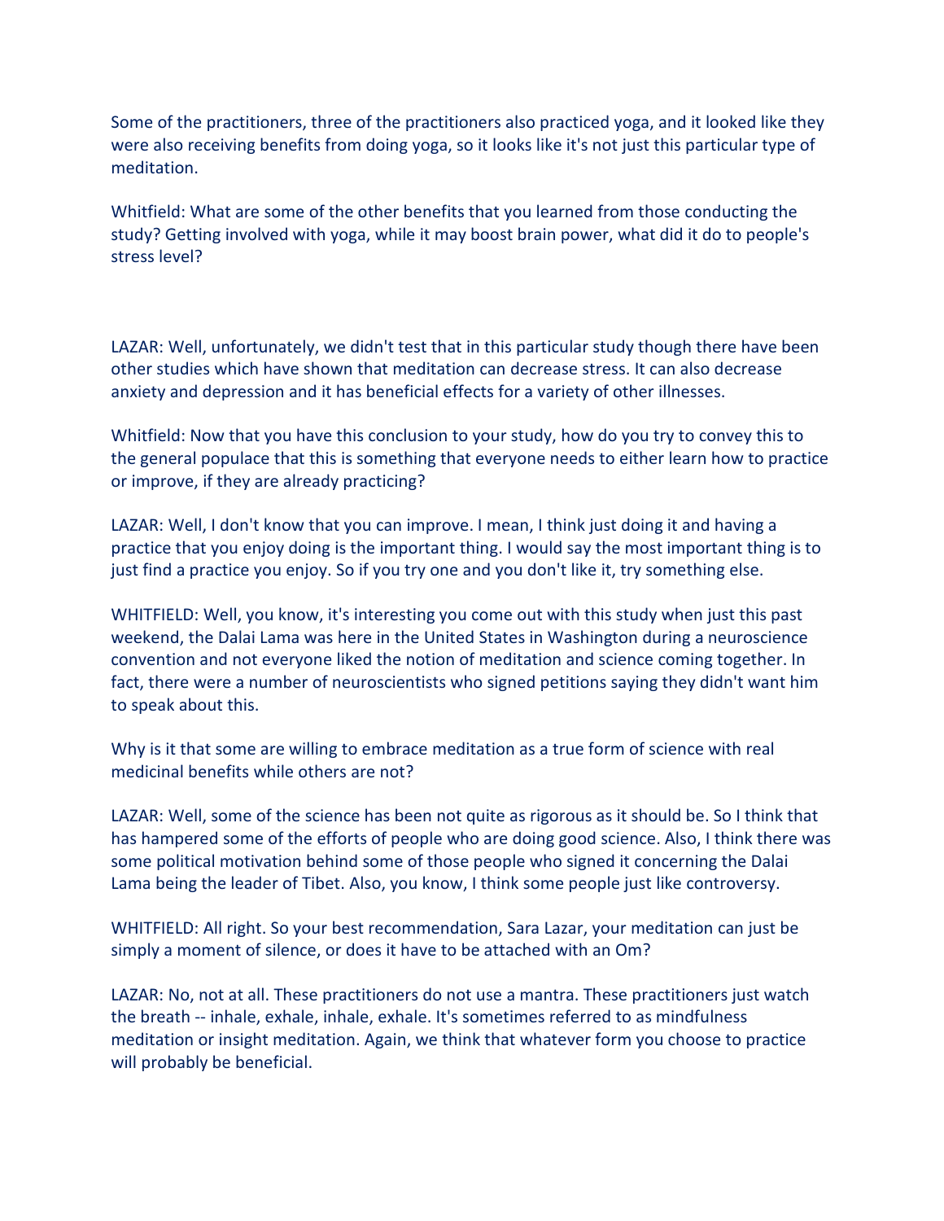Some of the practitioners, three of the practitioners also practiced yoga, and it looked like they were also receiving benefits from doing yoga, so it looks like it's not just this particular type of meditation.

Whitfield: What are some of the other benefits that you learned from those conducting the study? Getting involved with yoga, while it may boost brain power, what did it do to people's stress level?

LAZAR: Well, unfortunately, we didn't test that in this particular study though there have been other studies which have shown that meditation can decrease stress. It can also decrease anxiety and depression and it has beneficial effects for a variety of other illnesses.

Whitfield: Now that you have this conclusion to your study, how do you try to convey this to the general populace that this is something that everyone needs to either learn how to practice or improve, if they are already practicing?

LAZAR: Well, I don't know that you can improve. I mean, I think just doing it and having a practice that you enjoy doing is the important thing. I would say the most important thing is to just find a practice you enjoy. So if you try one and you don't like it, try something else.

WHITFIELD: Well, you know, it's interesting you come out with this study when just this past weekend, the Dalai Lama was here in the United States in Washington during a neuroscience convention and not everyone liked the notion of meditation and science coming together. In fact, there were a number of neuroscientists who signed petitions saying they didn't want him to speak about this.

Why is it that some are willing to embrace meditation as a true form of science with real medicinal benefits while others are not?

LAZAR: Well, some of the science has been not quite as rigorous as it should be. So I think that has hampered some of the efforts of people who are doing good science. Also, I think there was some political motivation behind some of those people who signed it concerning the Dalai Lama being the leader of Tibet. Also, you know, I think some people just like controversy.

WHITFIELD: All right. So your best recommendation, Sara Lazar, your meditation can just be simply a moment of silence, or does it have to be attached with an Om?

LAZAR: No, not at all. These practitioners do not use a mantra. These practitioners just watch the breath -- inhale, exhale, inhale, exhale. It's sometimes referred to as mindfulness meditation or insight meditation. Again, we think that whatever form you choose to practice will probably be beneficial.